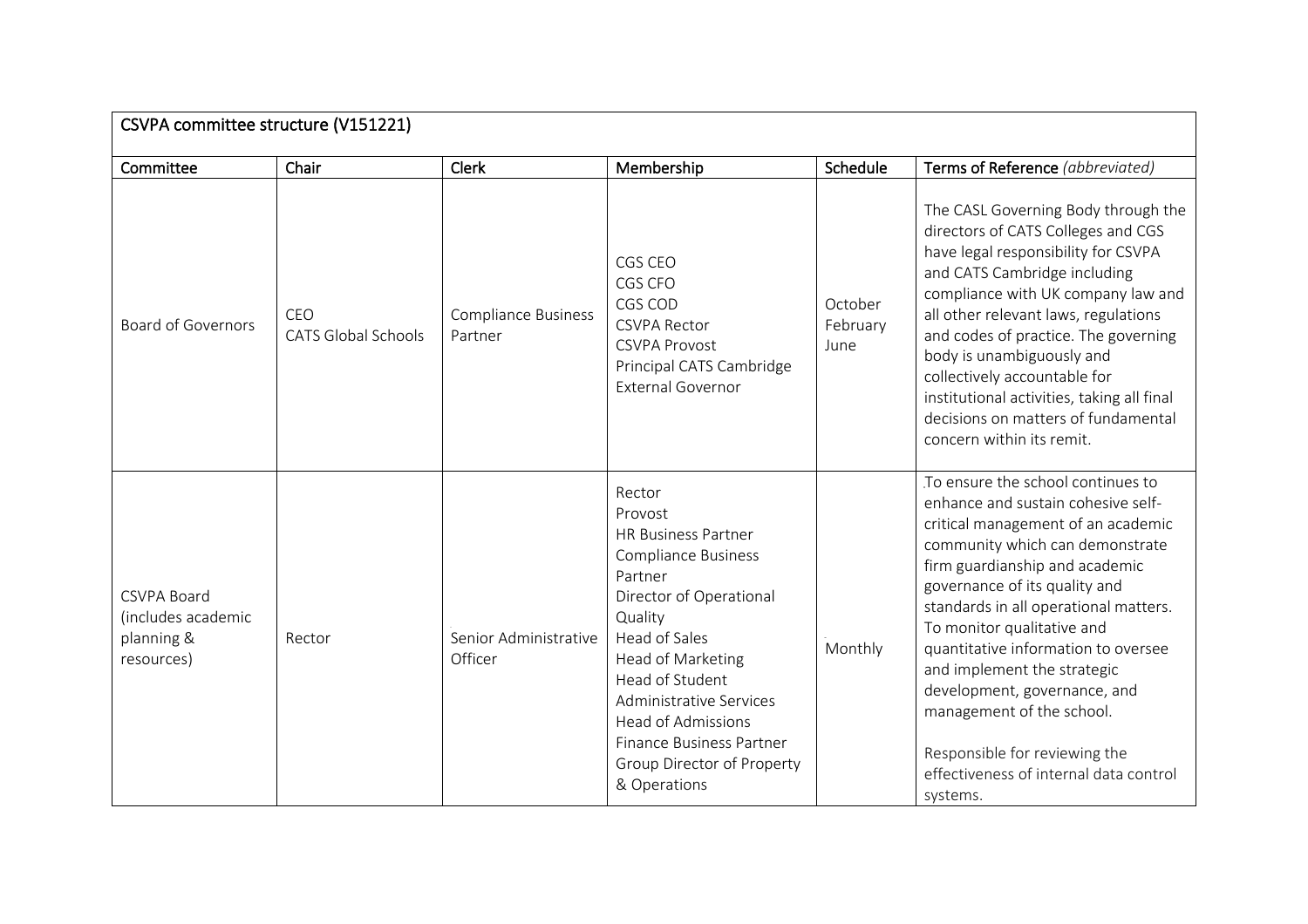| CSVPA committee structure (V151221) | | | | | |
|---|---|---|---|---|---|
| **Committee** | **Chair** | **Clerk** | **Membership** | **Schedule** | **Terms of Reference** *(abbreviated)* |
| Board of Governors | CEO<br>CATS Global Schools | Compliance Business Partner | CGS CEO<br>CGS CFO<br>CGS COD<br>CSVPA Rector<br>CSVPA Provost<br>Principal CATS Cambridge<br>External Governor | October<br>February<br>June | The CASL Governing Body through the directors of CATS Colleges and CGS have legal responsibility for CSVPA and CATS Cambridge including compliance with UK company law and all other relevant laws, regulations and codes of practice. The governing body is unambiguously and collectively accountable for institutional activities, taking all final decisions on matters of fundamental concern within its remit. |
| CSVPA Board (includes academic planning & resources) | Rector | Senior Administrative Officer | Rector<br>Provost<br>HR Business Partner<br>Compliance Business Partner<br>Director of Operational Quality<br>Head of Sales<br>Head of Marketing<br>Head of Student Administrative Services<br>Head of Admissions<br>Finance Business Partner<br>Group Director of Property & Operations | Monthly | To ensure the school continues to enhance and sustain cohesive self-critical management of an academic community which can demonstrate firm guardianship and academic governance of its quality and standards in all operational matters. To monitor qualitative and quantitative information to oversee and implement the strategic development, governance, and management of the school.<br><br>Responsible for reviewing the effectiveness of internal data control systems. |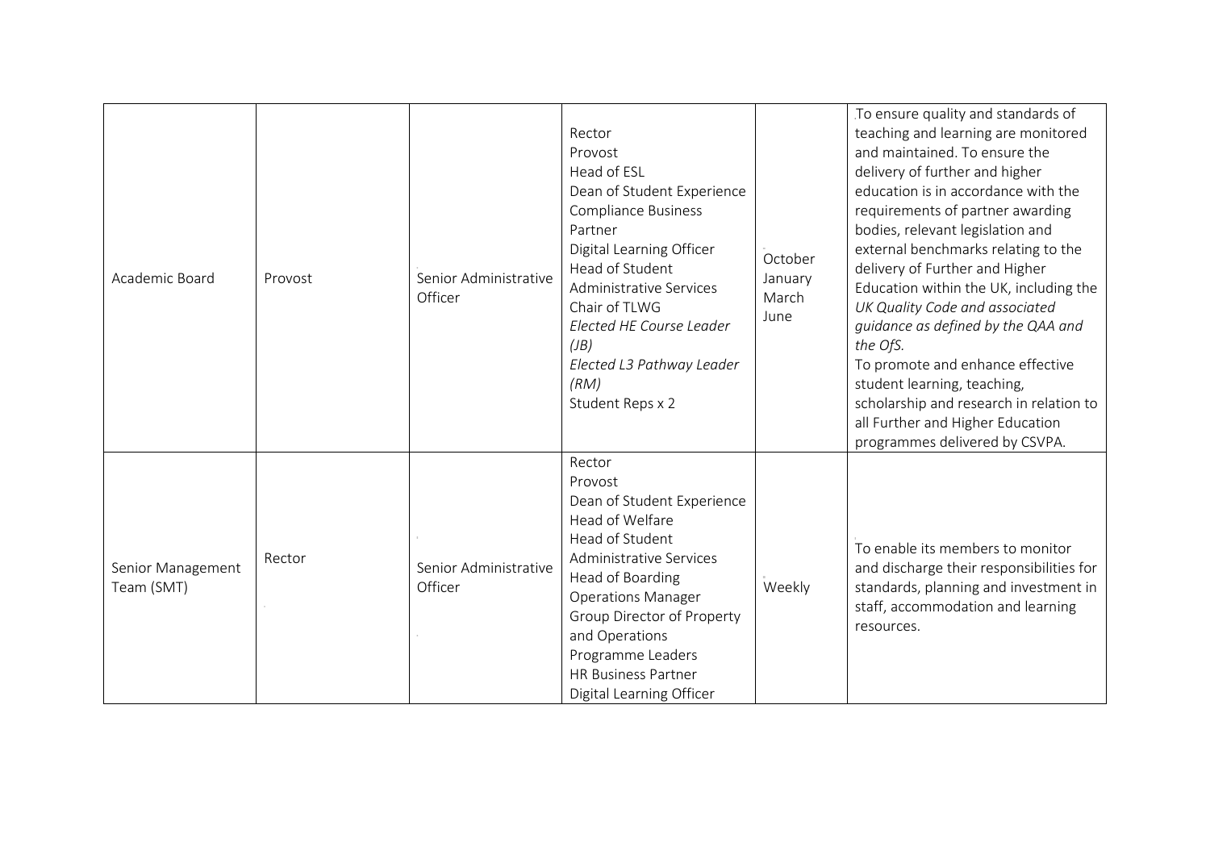| | | | | | |
|---|---|---|---|---|---|
| Academic Board | Provost | Senior Administrative Officer | Rector<br>Provost<br>Head of ESL<br>Dean of Student Experience<br>Compliance Business Partner<br>Digital Learning Officer<br>Head of Student Administrative Services<br>Chair of TLWG<br>*Elected HE Course Leader (JB)*<br>*Elected L3 Pathway Leader (RM)*<br>Student Reps x 2 | October<br>January<br>March<br>June | To ensure quality and standards of teaching and learning are monitored and maintained. To ensure the delivery of further and higher education is in accordance with the requirements of partner awarding bodies, relevant legislation and external benchmarks relating to the delivery of Further and Higher Education within the UK, including the *UK Quality Code and associated guidance as defined by the QAA and the OfS.*<br>To promote and enhance effective student learning, teaching, scholarship and research in relation to all Further and Higher Education programmes delivered by CSVPA. |
| Senior Management Team (SMT) | Rector | Senior Administrative Officer | Rector<br>Provost<br>Dean of Student Experience<br>Head of Welfare<br>Head of Student Administrative Services<br>Head of Boarding<br>Operations Manager<br>Group Director of Property and Operations<br>Programme Leaders<br>HR Business Partner<br>Digital Learning Officer | Weekly | To enable its members to monitor and discharge their responsibilities for standards, planning and investment in staff, accommodation and learning resources. |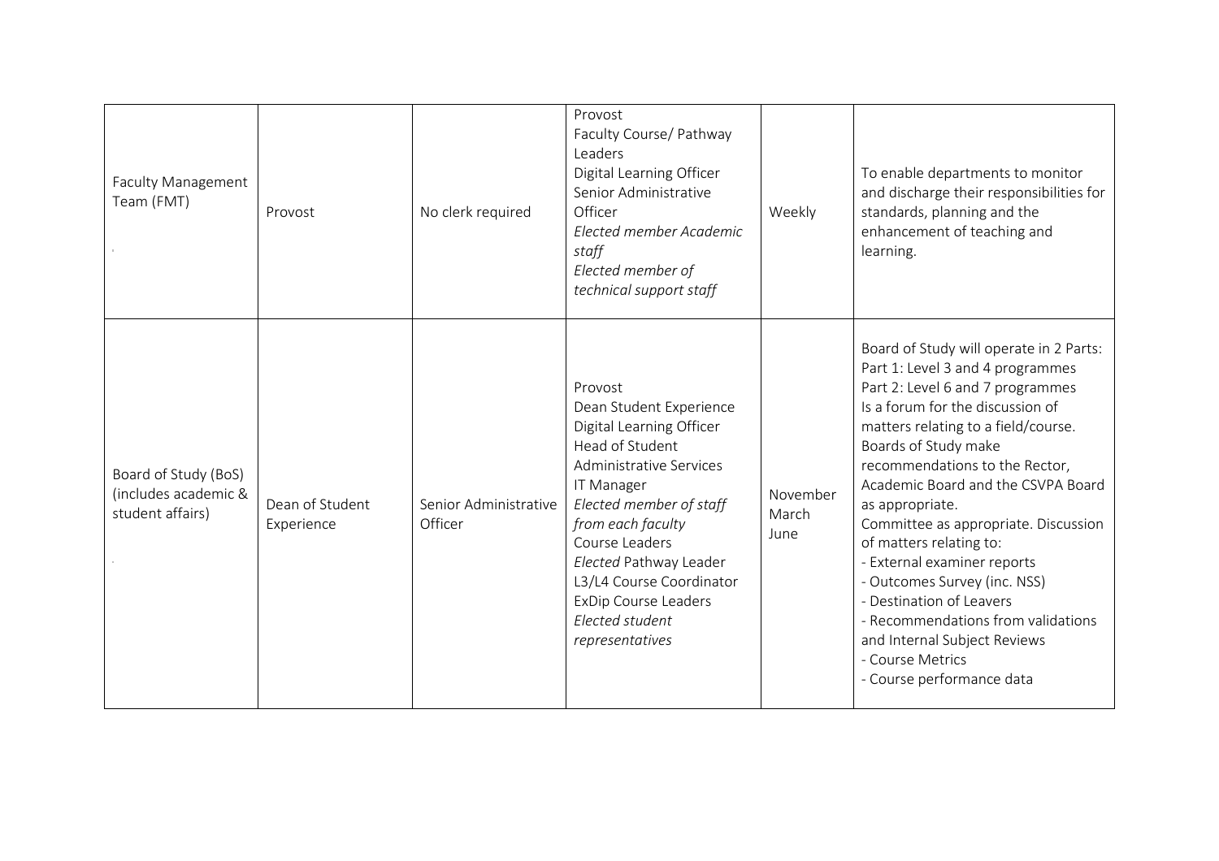| Faculty Management Team (FMT) | Provost | No clerk required | Provost<br>Faculty Course/ Pathway Leaders<br>Digital Learning Officer<br>Senior Administrative Officer<br>*Elected member Academic staff*<br>*Elected member of technical support staff* | Weekly | To enable departments to monitor and discharge their responsibilities for standards, planning and the enhancement of teaching and learning. |
|---|---|---|---|---|---|
| Board of Study (BoS) (includes academic & student affairs) | Dean of Student Experience | Senior Administrative Officer | Provost<br>Dean Student Experience<br>Digital Learning Officer<br>Head of Student Administrative Services<br>IT Manager<br>*Elected member of staff from each faculty*<br>Course Leaders<br>*Elected* Pathway Leader<br>L3/L4 Course Coordinator<br>ExDip Course Leaders<br>*Elected student representatives* | November<br>March<br>June | Board of Study will operate in 2 Parts:<br>Part 1: Level 3 and 4 programmes<br>Part 2: Level 6 and 7 programmes<br>Is a forum for the discussion of matters relating to a field/course. Boards of Study make recommendations to the Rector, Academic Board and the CSVPA Board as appropriate.<br>Committee as appropriate. Discussion of matters relating to:<br>- External examiner reports<br>- Outcomes Survey (inc. NSS)<br>- Destination of Leavers<br>- Recommendations from validations and Internal Subject Reviews<br>- Course Metrics<br>- Course performance data |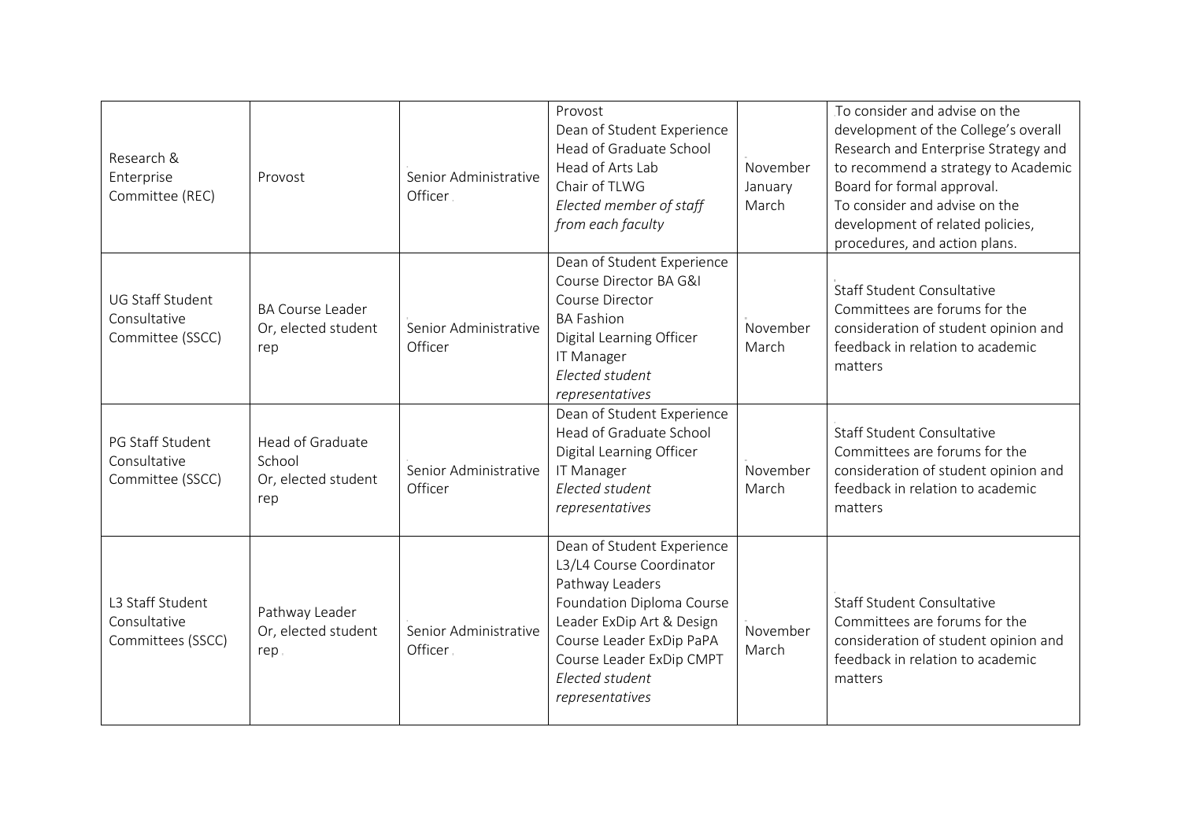| Research & Enterprise Committee (REC) | Provost | Senior Administrative Officer | Provost<br>Dean of Student Experience<br>Head of Graduate School<br>Head of Arts Lab<br>Chair of TLWG<br>*Elected member of staff from each faculty* | November<br>January<br>March | To consider and advise on the development of the College's overall Research and Enterprise Strategy and to recommend a strategy to Academic Board for formal approval.<br>To consider and advise on the development of related policies, procedures, and action plans. |
|---|---|---|---|---|---|
| UG Staff Student Consultative Committee (SSCC) | BA Course Leader<br>Or, elected student rep | Senior Administrative Officer | Dean of Student Experience<br>Course Director BA G&I<br>Course Director<br>BA Fashion<br>Digital Learning Officer<br>IT Manager<br>*Elected student representatives* | November<br>March | Staff Student Consultative Committees are forums for the consideration of student opinion and feedback in relation to academic matters |
| PG Staff Student Consultative Committee (SSCC) | Head of Graduate School<br>Or, elected student rep | Senior Administrative Officer | Dean of Student Experience<br>Head of Graduate School<br>Digital Learning Officer<br>IT Manager<br>*Elected student representatives* | November<br>March | Staff Student Consultative Committees are forums for the consideration of student opinion and feedback in relation to academic matters |
| L3 Staff Student Consultative Committees (SSCC) | Pathway Leader<br>Or, elected student rep | Senior Administrative Officer | Dean of Student Experience<br>L3/L4 Course Coordinator<br>Pathway Leaders<br>Foundation Diploma Course Leader ExDip Art & Design<br>Course Leader ExDip PaPA<br>Course Leader ExDip CMPT<br>*Elected student representatives* | November<br>March | Staff Student Consultative Committees are forums for the consideration of student opinion and feedback in relation to academic matters |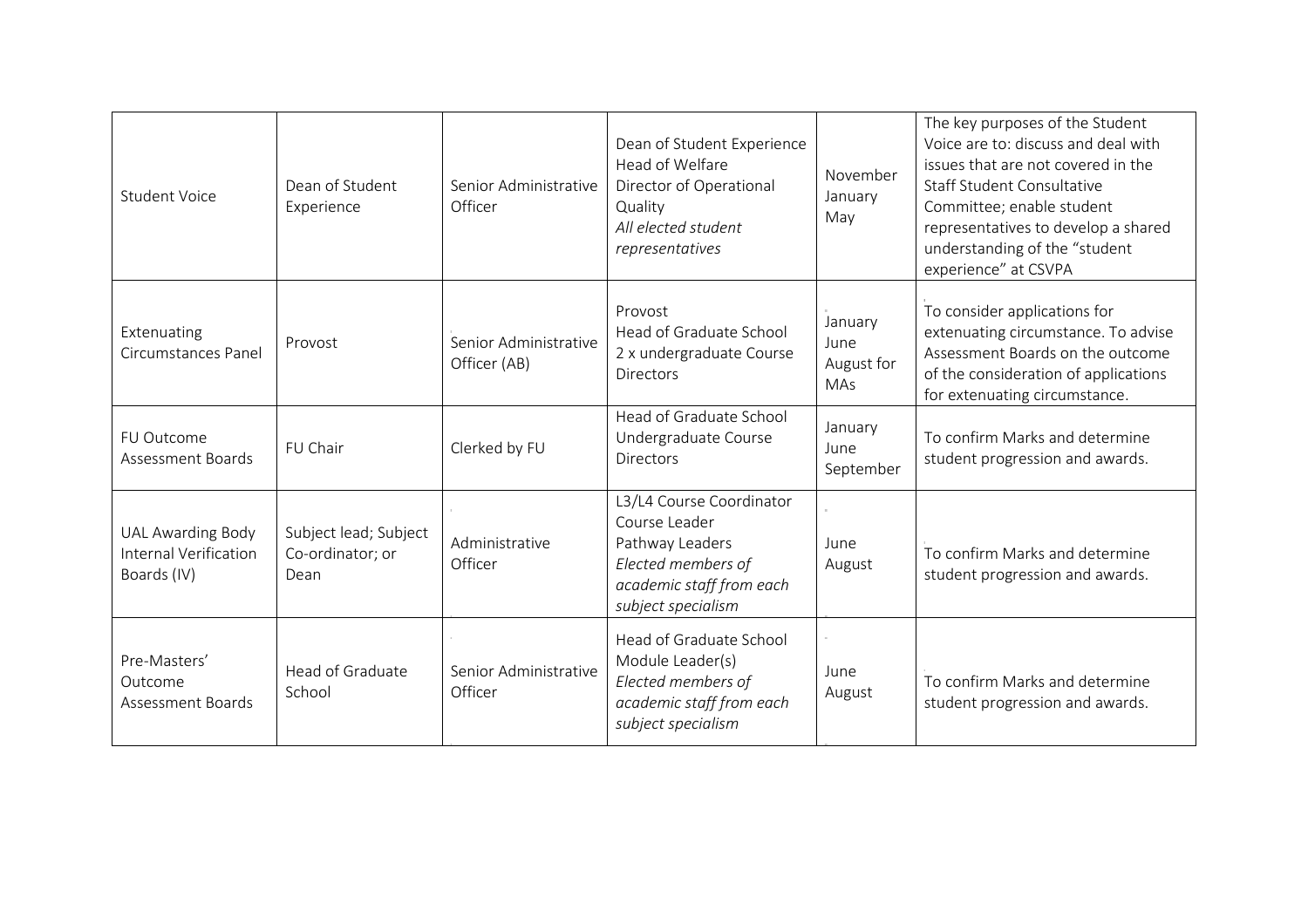| | | | | | |
|---|---|---|---|---|---|
| Student Voice | Dean of Student Experience | Senior Administrative Officer | Dean of Student Experience<br>Head of Welfare<br>Director of Operational Quality<br>*All elected student representatives* | November<br>January<br>May | The key purposes of the Student Voice are to: discuss and deal with issues that are not covered in the Staff Student Consultative Committee; enable student representatives to develop a shared understanding of the "student experience" at CSVPA |
| Extenuating Circumstances Panel | Provost | Senior Administrative Officer (AB) | Provost<br>Head of Graduate School<br>2 x undergraduate Course Directors | January<br>June<br>August for MAs | To consider applications for extenuating circumstance. To advise Assessment Boards on the outcome of the consideration of applications for extenuating circumstance. |
| FU Outcome Assessment Boards | FU Chair | Clerked by FU | Head of Graduate School<br>Undergraduate Course Directors | January<br>June<br>September | To confirm Marks and determine student progression and awards. |
| UAL Awarding Body Internal Verification Boards (IV) | Subject lead; Subject Co-ordinator; or Dean | Administrative Officer | L3/L4 Course Coordinator<br>Course Leader<br>Pathway Leaders<br>*Elected members of academic staff from each subject specialism* | June<br>August | To confirm Marks and determine student progression and awards. |
| Pre-Masters' Outcome Assessment Boards | Head of Graduate School | Senior Administrative Officer | Head of Graduate School<br>Module Leader(s)<br>*Elected members of academic staff from each subject specialism* | June<br>August | To confirm Marks and determine student progression and awards. |